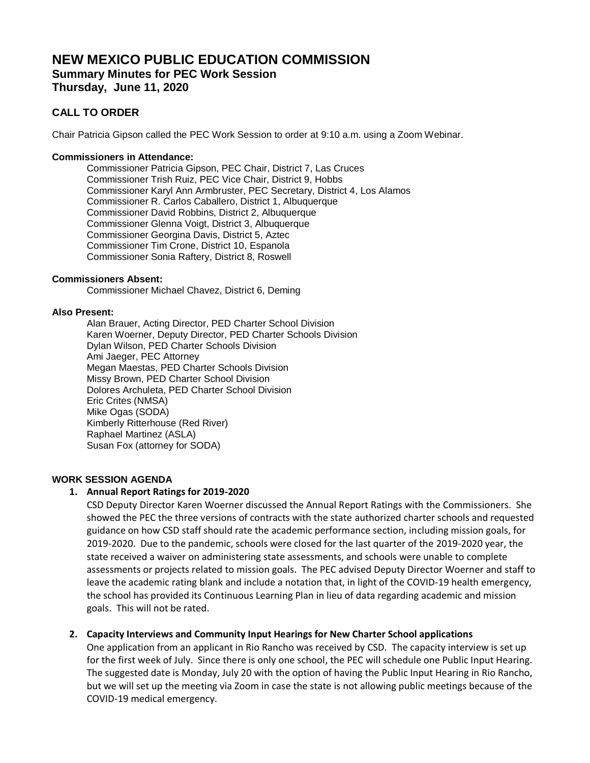# NEW MEXICO PUBLIC EDUCATION COMMISSION

## Summary Minutes for PEC Work Session

## Thursday, June 11, 2020

### CALL TO ORDER

Chair Patricia Gipson called the PEC Work Session to order at 9:10 a.m. using a Zoom Webinar.

**Commissioners in Attendance:**

Commissioner Patricia Gipson, PEC Chair, District 7, Las Cruces
Commissioner Trish Ruiz, PEC Vice Chair, District 9, Hobbs
Commissioner Karyl Ann Armbruster, PEC Secretary, District 4, Los Alamos
Commissioner R. Carlos Caballero, District 1, Albuquerque
Commissioner David Robbins, District 2, Albuquerque
Commissioner Glenna Voigt, District 3, Albuquerque
Commissioner Georgina Davis, District 5, Aztec
Commissioner Tim Crone, District 10, Espanola
Commissioner Sonia Raftery, District 8, Roswell

**Commissioners Absent:**

Commissioner Michael Chavez, District 6, Deming

**Also Present:**

Alan Brauer, Acting Director, PED Charter School Division
Karen Woerner, Deputy Director, PED Charter Schools Division
Dylan Wilson, PED Charter Schools Division
Ami Jaeger, PEC Attorney
Megan Maestas, PED Charter Schools Division
Missy Brown, PED Charter School Division
Dolores Archuleta, PED Charter School Division
Eric Crites (NMSA)
Mike Ogas (SODA)
Kimberly Ritterhouse (Red River)
Raphael Martinez (ASLA)
Susan Fox (attorney for SODA)

**WORK SESSION AGENDA**

1. **Annual Report Ratings for 2019-2020**

   CSD Deputy Director Karen Woerner discussed the Annual Report Ratings with the Commissioners. She showed the PEC the three versions of contracts with the state authorized charter schools and requested guidance on how CSD staff should rate the academic performance section, including mission goals, for 2019-2020. Due to the pandemic, schools were closed for the last quarter of the 2019-2020 year, the state received a waiver on administering state assessments, and schools were unable to complete assessments or projects related to mission goals. The PEC advised Deputy Director Woerner and staff to leave the academic rating blank and include a notation that, in light of the COVID-19 health emergency, the school has provided its Continuous Learning Plan in lieu of data regarding academic and mission goals. This will not be rated.

2. **Capacity Interviews and Community Input Hearings for New Charter School applications**

   One application from an applicant in Rio Rancho was received by CSD. The capacity interview is set up for the first week of July. Since there is only one school, the PEC will schedule one Public Input Hearing. The suggested date is Monday, July 20 with the option of having the Public Input Hearing in Rio Rancho, but we will set up the meeting via Zoom in case the state is not allowing public meetings because of the COVID-19 medical emergency.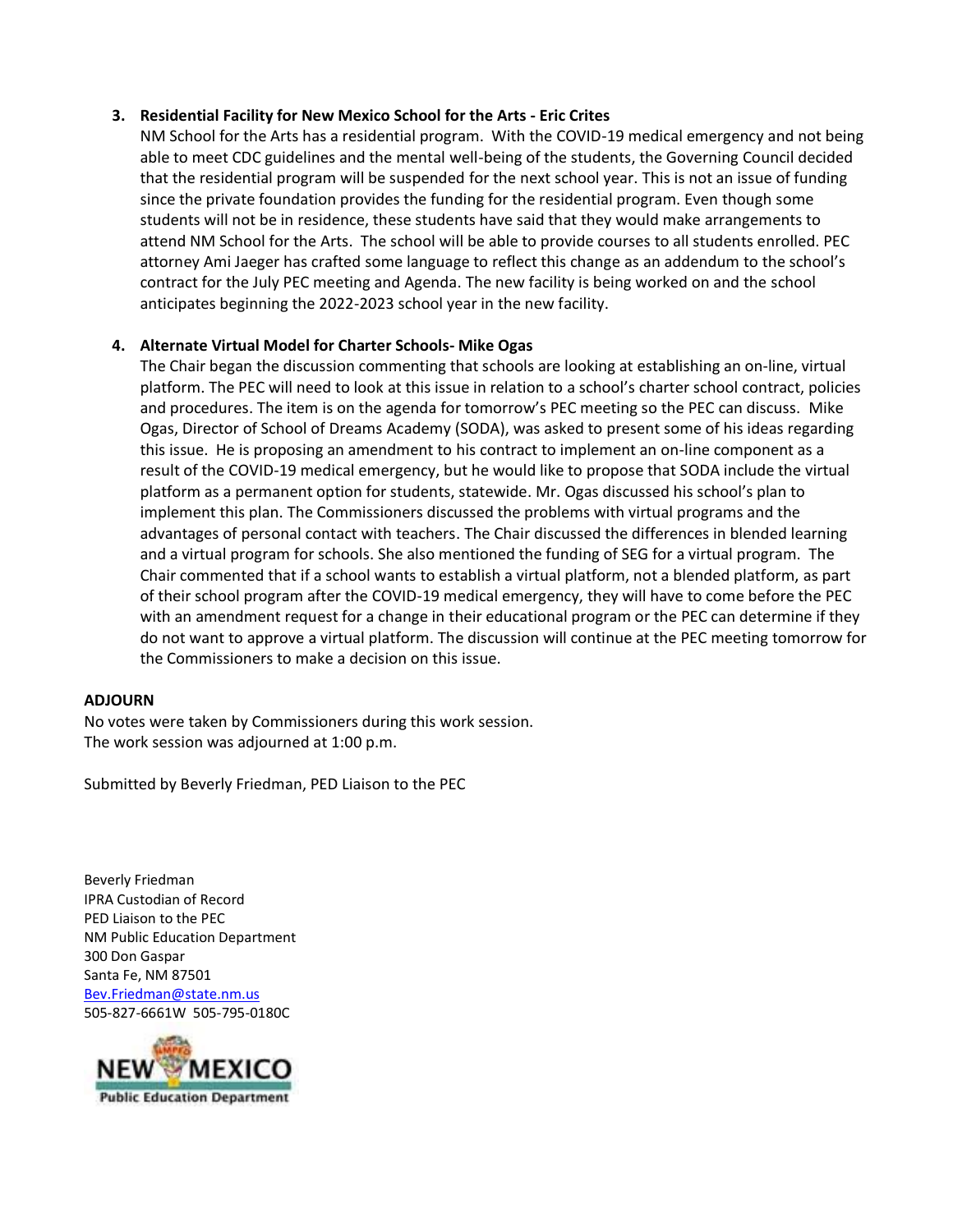3. **Residential Facility for New Mexico School for the Arts - Eric Crites**
   NM School for the Arts has a residential program. With the COVID-19 medical emergency and not being able to meet CDC guidelines and the mental well-being of the students, the Governing Council decided that the residential program will be suspended for the next school year. This is not an issue of funding since the private foundation provides the funding for the residential program. Even though some students will not be in residence, these students have said that they would make arrangements to attend NM School for the Arts. The school will be able to provide courses to all students enrolled. PEC attorney Ami Jaeger has crafted some language to reflect this change as an addendum to the school's contract for the July PEC meeting and Agenda. The new facility is being worked on and the school anticipates beginning the 2022-2023 school year in the new facility.

4. **Alternate Virtual Model for Charter Schools- Mike Ogas**
   The Chair began the discussion commenting that schools are looking at establishing an on-line, virtual platform. The PEC will need to look at this issue in relation to a school's charter school contract, policies and procedures. The item is on the agenda for tomorrow's PEC meeting so the PEC can discuss. Mike Ogas, Director of School of Dreams Academy (SODA), was asked to present some of his ideas regarding this issue. He is proposing an amendment to his contract to implement an on-line component as a result of the COVID-19 medical emergency, but he would like to propose that SODA include the virtual platform as a permanent option for students, statewide. Mr. Ogas discussed his school's plan to implement this plan. The Commissioners discussed the problems with virtual programs and the advantages of personal contact with teachers. The Chair discussed the differences in blended learning and a virtual program for schools. She also mentioned the funding of SEG for a virtual program. The Chair commented that if a school wants to establish a virtual platform, not a blended platform, as part of their school program after the COVID-19 medical emergency, they will have to come before the PEC with an amendment request for a change in their educational program or the PEC can determine if they do not want to approve a virtual platform. The discussion will continue at the PEC meeting tomorrow for the Commissioners to make a decision on this issue.

**ADJOURN**

No votes were taken by Commissioners during this work session.
The work session was adjourned at 1:00 p.m.

Submitted by Beverly Friedman, PED Liaison to the PEC

Beverly Friedman
IPRA Custodian of Record
PED Liaison to the PEC
NM Public Education Department
300 Don Gaspar
Santa Fe, NM 87501
Bev.Friedman@state.nm.us
505-827-6661W 505-795-0180C

NEW MEXICO
Public Education Department